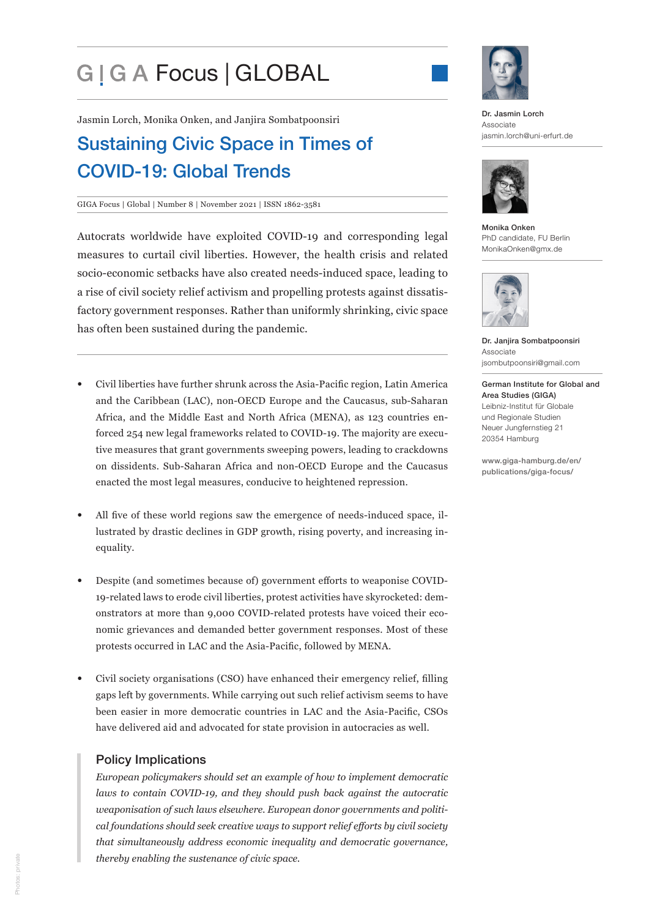# GIGA Focus | GLOBAL

Jasmin Lorch, Monika Onken, and Janjira Sombatpoonsiri

## Sustaining Civic Space in Times of COVID-19: Global Trends

GIGA Focus | Global | Number 8 | November 2021 | ISSN 1862-3581

Autocrats worldwide have exploited COVID-19 and corresponding legal measures to curtail civil liberties. However, the health crisis and related socio-economic setbacks have also created needs-induced space, leading to a rise of civil society relief activism and propelling protests against dissatisfactory government responses. Rather than uniformly shrinking, civic space has often been sustained during the pandemic.

- Civil liberties have further shrunk across the Asia-Pacific region, Latin America and the Caribbean (LAC), non-OECD Europe and the Caucasus, sub-Saharan Africa, and the Middle East and North Africa (MENA), as 123 countries enforced 254 new legal frameworks related to COVID-19. The majority are executive measures that grant governments sweeping powers, leading to crackdowns on dissidents. Sub-Saharan Africa and non-OECD Europe and the Caucasus enacted the most legal measures, conducive to heightened repression.
- All five of these world regions saw the emergence of needs-induced space, illustrated by drastic declines in GDP growth, rising poverty, and increasing inequality.
- Despite (and sometimes because of) government efforts to weaponise COVID-19-related laws to erode civil liberties, protest activities have skyrocketed: demonstrators at more than 9,000 COVID-related protests have voiced their economic grievances and demanded better government responses. Most of these protests occurred in LAC and the Asia-Pacific, followed by MENA.
- Civil society organisations (CSO) have enhanced their emergency relief, filling gaps left by governments. While carrying out such relief activism seems to have been easier in more democratic countries in LAC and the Asia-Pacific, CSOs have delivered aid and advocated for state provision in autocracies as well.

### Policy Implications

*European policymakers should set an example of how to implement democratic laws to contain COVID-19, and they should push back against the autocratic weaponisation of such laws elsewhere. European donor governments and political foundations should seek creative ways to support relief efforts by civil society that simultaneously address economic inequality and democratic governance, thereby enabling the sustenance of civic space.*

**Dr. Jasmin Lorch**
Associate
jasmin.lorch@uni-erfurt.de

**Monika Onken**
PhD candidate, FU Berlin
MonikaOnken@gmx.de

**Dr. Janjira Sombatpoonsiri**
Associate
jsombutpoonsiri@gmail.com

**German Institute for Global and Area Studies (GIGA)**
Leibniz-Institut für Globale und Regionale Studien
Neuer Jungfernstieg 21
20354 Hamburg

www.giga-hamburg.de/en/publications/giga-focus/

Photos: private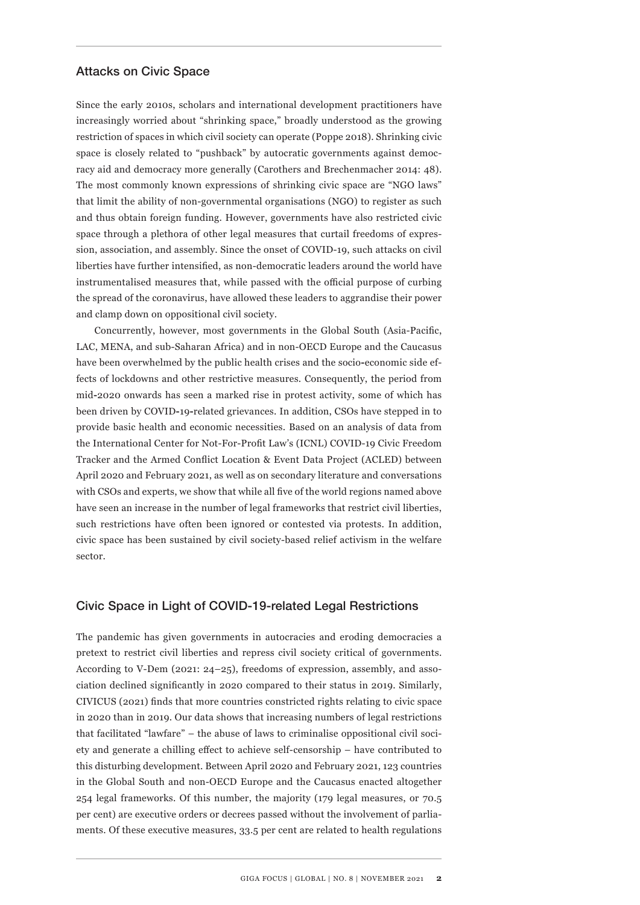## Attacks on Civic Space

Since the early 2010s, scholars and international development practitioners have increasingly worried about "shrinking space," broadly understood as the growing restriction of spaces in which civil society can operate (Poppe 2018). Shrinking civic space is closely related to "pushback" by autocratic governments against democracy aid and democracy more generally (Carothers and Brechenmacher 2014: 48). The most commonly known expressions of shrinking civic space are "NGO laws" that limit the ability of non-governmental organisations (NGO) to register as such and thus obtain foreign funding. However, governments have also restricted civic space through a plethora of other legal measures that curtail freedoms of expression, association, and assembly. Since the onset of COVID-19, such attacks on civil liberties have further intensified, as non-democratic leaders around the world have instrumentalised measures that, while passed with the official purpose of curbing the spread of the coronavirus, have allowed these leaders to aggrandise their power and clamp down on oppositional civil society.

Concurrently, however, most governments in the Global South (Asia-Pacific, LAC, MENA, and sub-Saharan Africa) and in non-OECD Europe and the Caucasus have been overwhelmed by the public health crises and the socio-economic side effects of lockdowns and other restrictive measures. Consequently, the period from mid-2020 onwards has seen a marked rise in protest activity, some of which has been driven by COVID-19-related grievances. In addition, CSOs have stepped in to provide basic health and economic necessities. Based on an analysis of data from the International Center for Not-For-Profit Law's (ICNL) COVID-19 Civic Freedom Tracker and the Armed Conflict Location & Event Data Project (ACLED) between April 2020 and February 2021, as well as on secondary literature and conversations with CSOs and experts, we show that while all five of the world regions named above have seen an increase in the number of legal frameworks that restrict civil liberties, such restrictions have often been ignored or contested via protests. In addition, civic space has been sustained by civil society-based relief activism in the welfare sector.

## Civic Space in Light of COVID-19-related Legal Restrictions

The pandemic has given governments in autocracies and eroding democracies a pretext to restrict civil liberties and repress civil society critical of governments. According to V-Dem (2021: 24–25), freedoms of expression, assembly, and association declined significantly in 2020 compared to their status in 2019. Similarly, CIVICUS (2021) finds that more countries constricted rights relating to civic space in 2020 than in 2019. Our data shows that increasing numbers of legal restrictions that facilitated "lawfare" – the abuse of laws to criminalise oppositional civil society and generate a chilling effect to achieve self-censorship – have contributed to this disturbing development. Between April 2020 and February 2021, 123 countries in the Global South and non-OECD Europe and the Caucasus enacted altogether 254 legal frameworks. Of this number, the majority (179 legal measures, or 70.5 per cent) are executive orders or decrees passed without the involvement of parliaments. Of these executive measures, 33.5 per cent are related to health regulations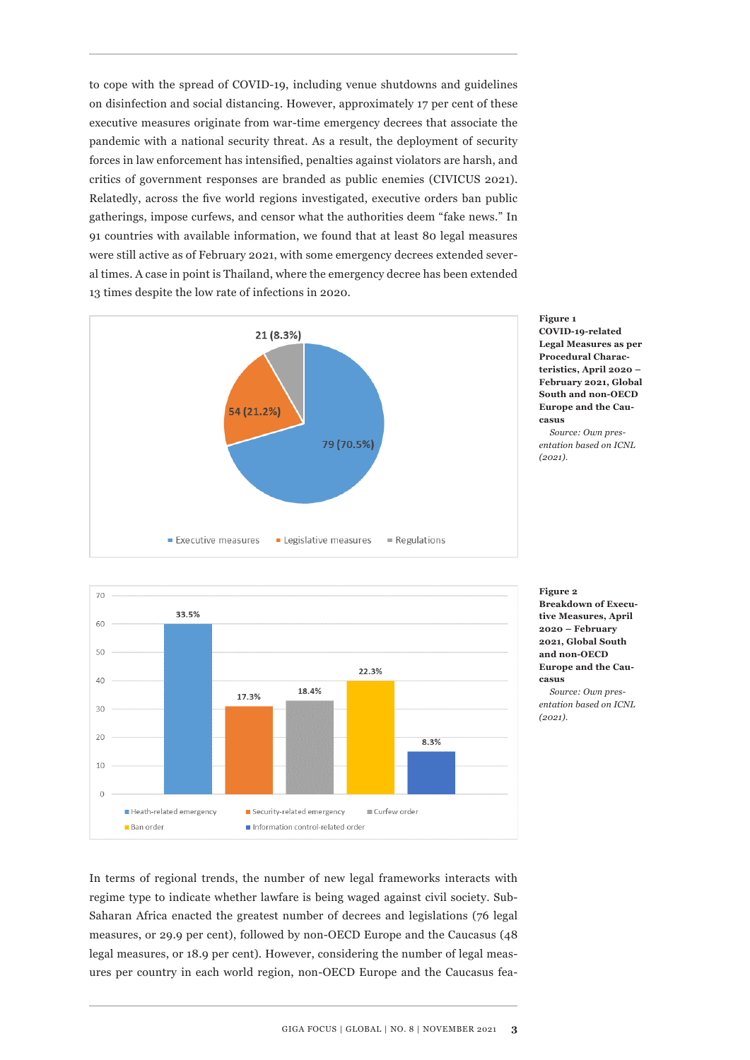to cope with the spread of COVID-19, including venue shutdowns and guidelines on disinfection and social distancing. However, approximately 17 per cent of these executive measures originate from war-time emergency decrees that associate the pandemic with a national security threat. As a result, the deployment of security forces in law enforcement has intensified, penalties against violators are harsh, and critics of government responses are branded as public enemies (CIVICUS 2021). Relatedly, across the five world regions investigated, executive orders ban public gatherings, impose curfews, and censor what the authorities deem "fake news." In 91 countries with available information, we found that at least 80 legal measures were still active as of February 2021, with some emergency decrees extended several times. A case in point is Thailand, where the emergency decree has been extended 13 times despite the low rate of infections in 2020.

**Figure 1**
**COVID-19-related Legal Measures as per Procedural Characteristics, April 2020 – February 2021, Global South and non-OECD Europe and the Caucasus**

*Source: Own presentation based on ICNL (2021).*

**Figure 2**
**Breakdown of Executive Measures, April 2020 – February 2021, Global South and non-OECD Europe and the Caucasus**

*Source: Own presentation based on ICNL (2021).*

In terms of regional trends, the number of new legal frameworks interacts with regime type to indicate whether lawfare is being waged against civil society. Sub-Saharan Africa enacted the greatest number of decrees and legislations (76 legal measures, or 29.9 per cent), followed by non-OECD Europe and the Caucasus (48 legal measures, or 18.9 per cent). However, considering the number of legal measures per country in each world region, non-OECD Europe and the Caucasus fea-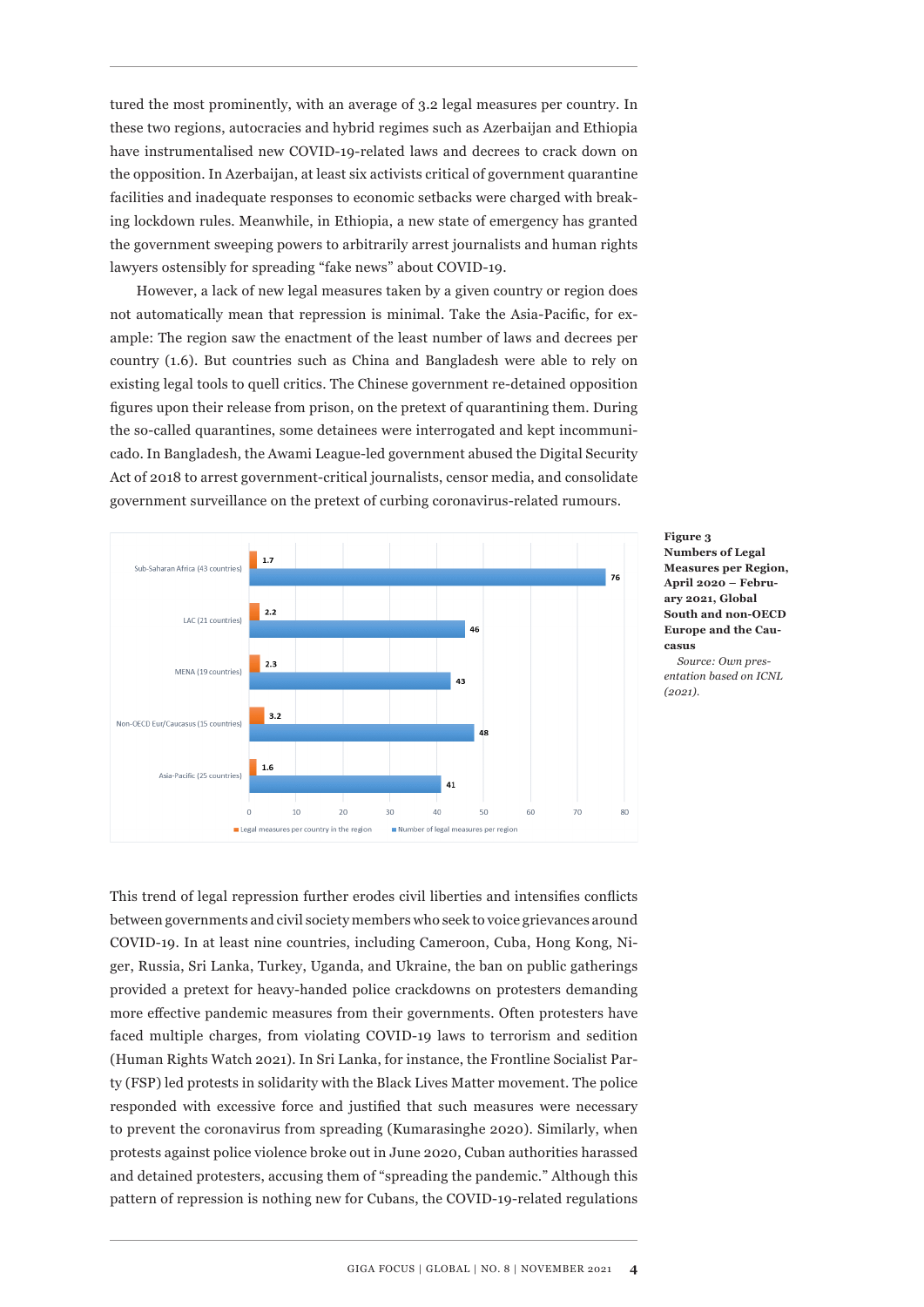tured the most prominently, with an average of 3.2 legal measures per country. In these two regions, autocracies and hybrid regimes such as Azerbaijan and Ethiopia have instrumentalised new COVID-19-related laws and decrees to crack down on the opposition. In Azerbaijan, at least six activists critical of government quarantine facilities and inadequate responses to economic setbacks were charged with breaking lockdown rules. Meanwhile, in Ethiopia, a new state of emergency has granted the government sweeping powers to arbitrarily arrest journalists and human rights lawyers ostensibly for spreading "fake news" about COVID-19.

However, a lack of new legal measures taken by a given country or region does not automatically mean that repression is minimal. Take the Asia-Pacific, for example: The region saw the enactment of the least number of laws and decrees per country (1.6). But countries such as China and Bangladesh were able to rely on existing legal tools to quell critics. The Chinese government re-detained opposition figures upon their release from prison, on the pretext of quarantining them. During the so-called quarantines, some detainees were interrogated and kept incommunicado. In Bangladesh, the Awami League-led government abused the Digital Security Act of 2018 to arrest government-critical journalists, censor media, and consolidate government surveillance on the pretext of curbing coronavirus-related rumours.

| Region | Legal measures per country in the region | Number of legal measures per region |
|---|---|---|
| Sub-Saharan Africa (43 countries) | 1.7 | 76 |
| LAC (21 countries) | 2.2 | 46 |
| MENA (19 countries) | 2.3 | 43 |
| Non-OECD Eur/Caucasus (15 countries) | 3.2 | 48 |
| Asia-Pacific (25 countries) | 1.6 | 41 |

**Figure 3**
**Numbers of Legal Measures per Region, April 2020 – February 2021, Global South and non-OECD Europe and the Caucasus**

*Source: Own presentation based on ICNL (2021).*

This trend of legal repression further erodes civil liberties and intensifies conflicts between governments and civil society members who seek to voice grievances around COVID-19. In at least nine countries, including Cameroon, Cuba, Hong Kong, Niger, Russia, Sri Lanka, Turkey, Uganda, and Ukraine, the ban on public gatherings provided a pretext for heavy-handed police crackdowns on protesters demanding more effective pandemic measures from their governments. Often protesters have faced multiple charges, from violating COVID-19 laws to terrorism and sedition (Human Rights Watch 2021). In Sri Lanka, for instance, the Frontline Socialist Party (FSP) led protests in solidarity with the Black Lives Matter movement. The police responded with excessive force and justified that such measures were necessary to prevent the coronavirus from spreading (Kumarasinghe 2020). Similarly, when protests against police violence broke out in June 2020, Cuban authorities harassed and detained protesters, accusing them of "spreading the pandemic." Although this pattern of repression is nothing new for Cubans, the COVID-19-related regulations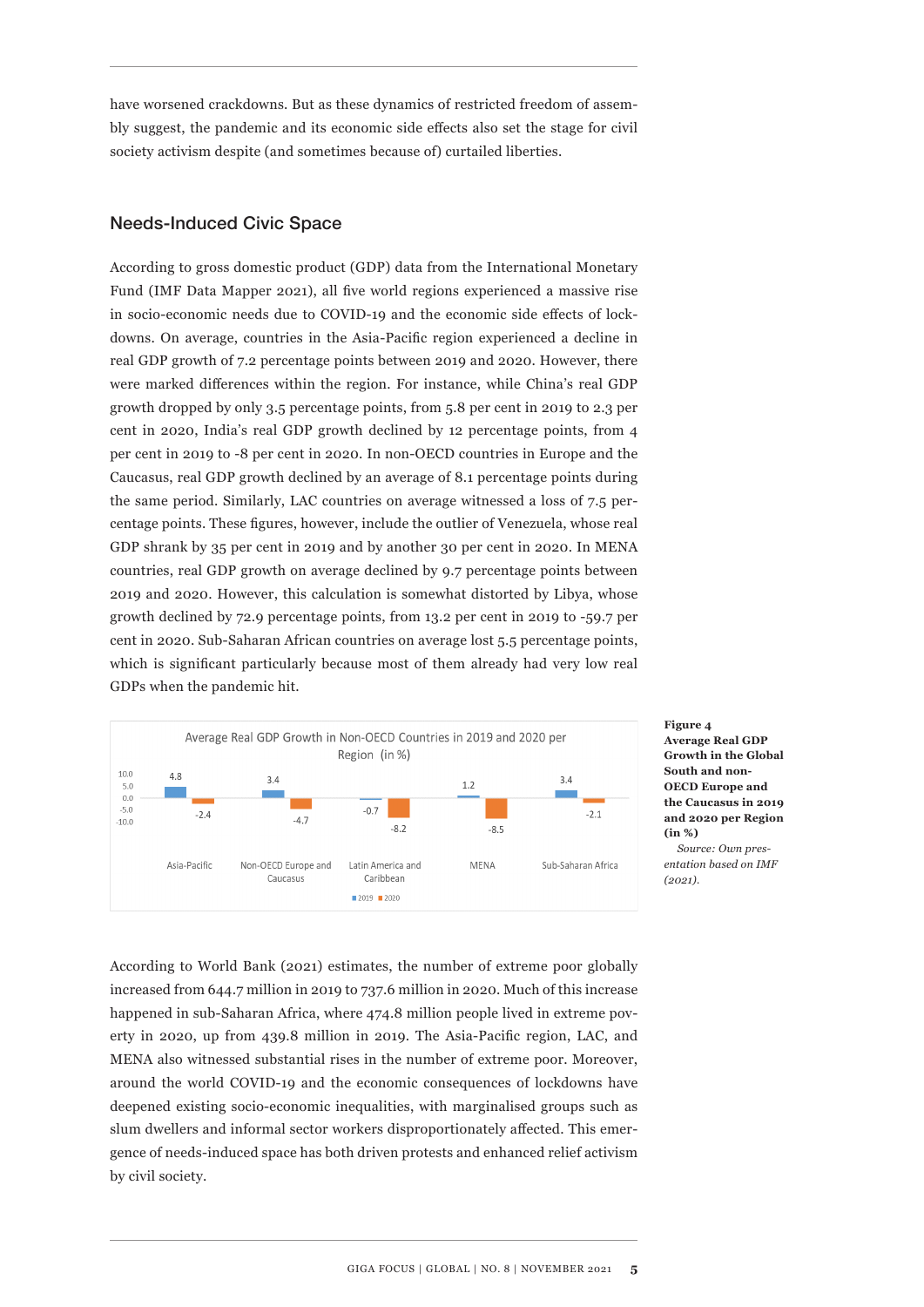have worsened crackdowns. But as these dynamics of restricted freedom of assembly suggest, the pandemic and its economic side effects also set the stage for civil society activism despite (and sometimes because of) curtailed liberties.

## Needs-Induced Civic Space

According to gross domestic product (GDP) data from the International Monetary Fund (IMF Data Mapper 2021), all five world regions experienced a massive rise in socio-economic needs due to COVID-19 and the economic side effects of lockdowns. On average, countries in the Asia-Pacific region experienced a decline in real GDP growth of 7.2 percentage points between 2019 and 2020. However, there were marked differences within the region. For instance, while China's real GDP growth dropped by only 3.5 percentage points, from 5.8 per cent in 2019 to 2.3 per cent in 2020, India's real GDP growth declined by 12 percentage points, from 4 per cent in 2019 to -8 per cent in 2020. In non-OECD countries in Europe and the Caucasus, real GDP growth declined by an average of 8.1 percentage points during the same period. Similarly, LAC countries on average witnessed a loss of 7.5 percentage points. These figures, however, include the outlier of Venezuela, whose real GDP shrank by 35 per cent in 2019 and by another 30 per cent in 2020. In MENA countries, real GDP growth on average declined by 9.7 percentage points between 2019 and 2020. However, this calculation is somewhat distorted by Libya, whose growth declined by 72.9 percentage points, from 13.2 per cent in 2019 to -59.7 per cent in 2020. Sub-Saharan African countries on average lost 5.5 percentage points, which is significant particularly because most of them already had very low real GDPs when the pandemic hit.

Average Real GDP Growth in Non-OECD Countries in 2019 and 2020 per Region (in %)

| Region | 2019 | 2020 |
|---|---|---|
| Asia-Pacific | 4.8 | -2.4 |
| Non-OECD Europe and Caucasus | 3.4 | -4.7 |
| Latin America and Caribbean | -0.7 | -8.2 |
| MENA | 1.2 | -8.5 |
| Sub-Saharan Africa | 3.4 | -2.1 |

**Figure 4**
**Average Real GDP Growth in the Global South and non-OECD Europe and the Caucasus in 2019 and 2020 per Region (in %)**

*Source: Own presentation based on IMF (2021).*

According to World Bank (2021) estimates, the number of extreme poor globally increased from 644.7 million in 2019 to 737.6 million in 2020. Much of this increase happened in sub-Saharan Africa, where 474.8 million people lived in extreme poverty in 2020, up from 439.8 million in 2019. The Asia-Pacific region, LAC, and MENA also witnessed substantial rises in the number of extreme poor. Moreover, around the world COVID-19 and the economic consequences of lockdowns have deepened existing socio-economic inequalities, with marginalised groups such as slum dwellers and informal sector workers disproportionately affected. This emergence of needs-induced space has both driven protests and enhanced relief activism by civil society.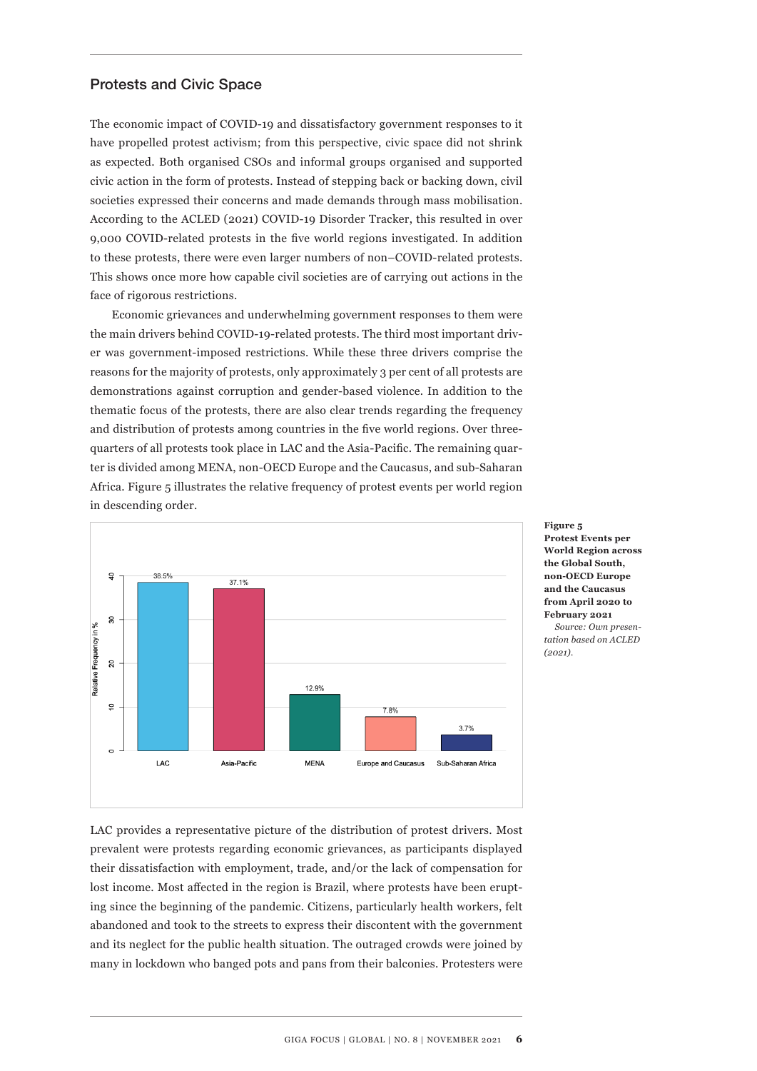## Protests and Civic Space

The economic impact of COVID-19 and dissatisfactory government responses to it have propelled protest activism; from this perspective, civic space did not shrink as expected. Both organised CSOs and informal groups organised and supported civic action in the form of protests. Instead of stepping back or backing down, civil societies expressed their concerns and made demands through mass mobilisation. According to the ACLED (2021) COVID-19 Disorder Tracker, this resulted in over 9,000 COVID-related protests in the five world regions investigated. In addition to these protests, there were even larger numbers of non–COVID-related protests. This shows once more how capable civil societies are of carrying out actions in the face of rigorous restrictions.

Economic grievances and underwhelming government responses to them were the main drivers behind COVID-19-related protests. The third most important driver was government-imposed restrictions. While these three drivers comprise the reasons for the majority of protests, only approximately 3 per cent of all protests are demonstrations against corruption and gender-based violence. In addition to the thematic focus of the protests, there are also clear trends regarding the frequency and distribution of protests among countries in the five world regions. Over three-quarters of all protests took place in LAC and the Asia-Pacific. The remaining quarter is divided among MENA, non-OECD Europe and the Caucasus, and sub-Saharan Africa. Figure 5 illustrates the relative frequency of protest events per world region in descending order.

| Region | Relative Frequency in % |
|---|---|
| LAC | 38.5% |
| Asia-Pacific | 37.1% |
| MENA | 12.9% |
| Europe and Caucasus | 7.8% |
| Sub-Saharan Africa | 3.7% |

**Figure 5**
**Protest Events per World Region across the Global South, non-OECD Europe and the Caucasus from April 2020 to February 2021**
*Source: Own presentation based on ACLED (2021).*

LAC provides a representative picture of the distribution of protest drivers. Most prevalent were protests regarding economic grievances, as participants displayed their dissatisfaction with employment, trade, and/or the lack of compensation for lost income. Most affected in the region is Brazil, where protests have been erupting since the beginning of the pandemic. Citizens, particularly health workers, felt abandoned and took to the streets to express their discontent with the government and its neglect for the public health situation. The outraged crowds were joined by many in lockdown who banged pots and pans from their balconies. Protesters were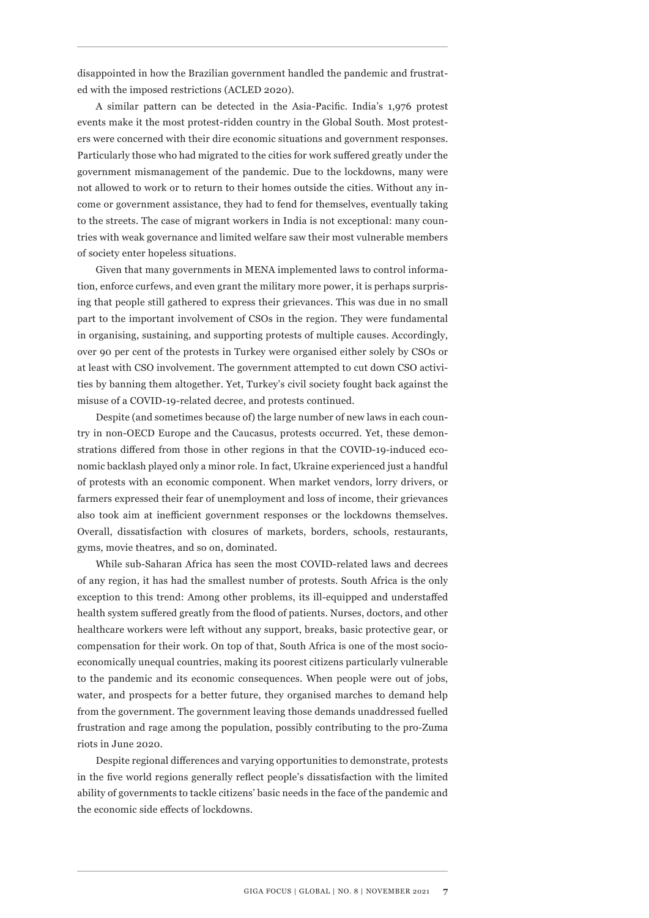disappointed in how the Brazilian government handled the pandemic and frustrated with the imposed restrictions (ACLED 2020).

A similar pattern can be detected in the Asia-Pacific. India's 1,976 protest events make it the most protest-ridden country in the Global South. Most protesters were concerned with their dire economic situations and government responses. Particularly those who had migrated to the cities for work suffered greatly under the government mismanagement of the pandemic. Due to the lockdowns, many were not allowed to work or to return to their homes outside the cities. Without any income or government assistance, they had to fend for themselves, eventually taking to the streets. The case of migrant workers in India is not exceptional: many countries with weak governance and limited welfare saw their most vulnerable members of society enter hopeless situations.

Given that many governments in MENA implemented laws to control information, enforce curfews, and even grant the military more power, it is perhaps surprising that people still gathered to express their grievances. This was due in no small part to the important involvement of CSOs in the region. They were fundamental in organising, sustaining, and supporting protests of multiple causes. Accordingly, over 90 per cent of the protests in Turkey were organised either solely by CSOs or at least with CSO involvement. The government attempted to cut down CSO activities by banning them altogether. Yet, Turkey's civil society fought back against the misuse of a COVID-19-related decree, and protests continued.

Despite (and sometimes because of) the large number of new laws in each country in non-OECD Europe and the Caucasus, protests occurred. Yet, these demonstrations differed from those in other regions in that the COVID-19-induced economic backlash played only a minor role. In fact, Ukraine experienced just a handful of protests with an economic component. When market vendors, lorry drivers, or farmers expressed their fear of unemployment and loss of income, their grievances also took aim at inefficient government responses or the lockdowns themselves. Overall, dissatisfaction with closures of markets, borders, schools, restaurants, gyms, movie theatres, and so on, dominated.

While sub-Saharan Africa has seen the most COVID-related laws and decrees of any region, it has had the smallest number of protests. South Africa is the only exception to this trend: Among other problems, its ill-equipped and understaffed health system suffered greatly from the flood of patients. Nurses, doctors, and other healthcare workers were left without any support, breaks, basic protective gear, or compensation for their work. On top of that, South Africa is one of the most socioeconomically unequal countries, making its poorest citizens particularly vulnerable to the pandemic and its economic consequences. When people were out of jobs, water, and prospects for a better future, they organised marches to demand help from the government. The government leaving those demands unaddressed fuelled frustration and rage among the population, possibly contributing to the pro-Zuma riots in June 2020.

Despite regional differences and varying opportunities to demonstrate, protests in the five world regions generally reflect people's dissatisfaction with the limited ability of governments to tackle citizens' basic needs in the face of the pandemic and the economic side effects of lockdowns.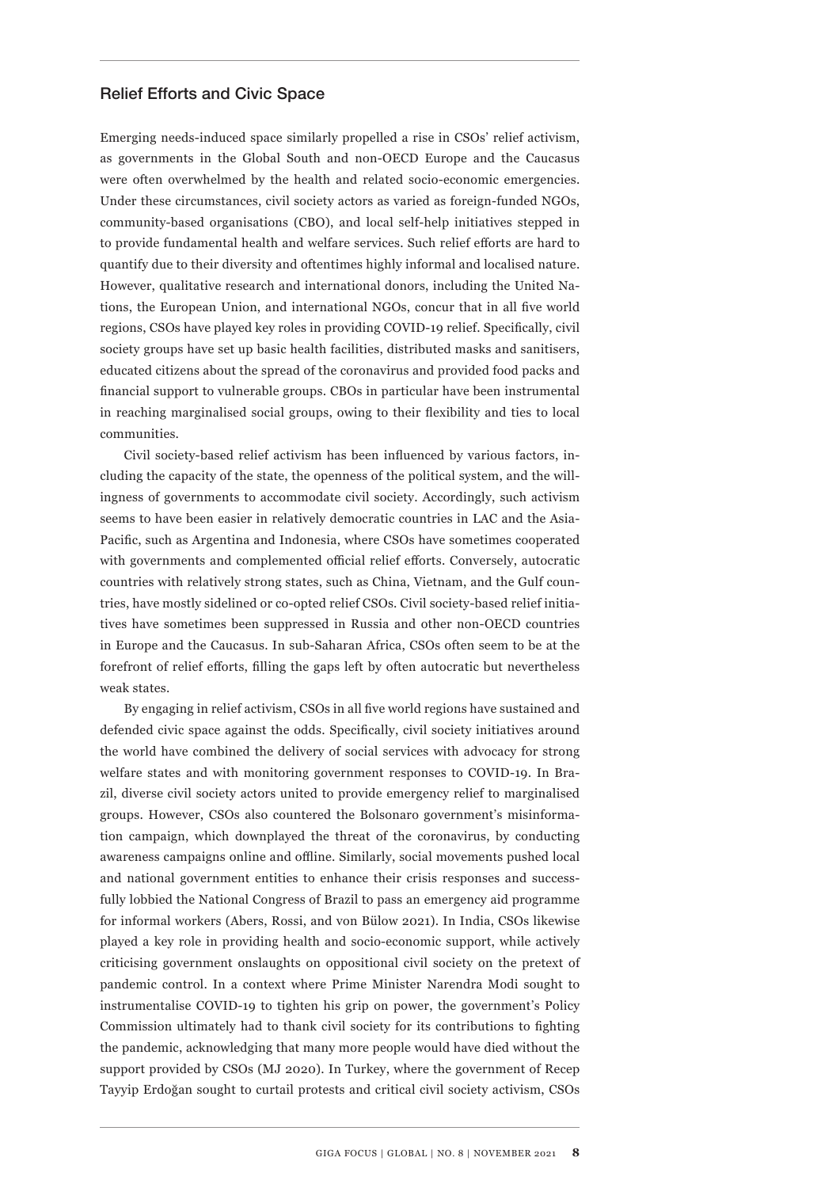## Relief Efforts and Civic Space

Emerging needs-induced space similarly propelled a rise in CSOs' relief activism, as governments in the Global South and non-OECD Europe and the Caucasus were often overwhelmed by the health and related socio-economic emergencies. Under these circumstances, civil society actors as varied as foreign-funded NGOs, community-based organisations (CBO), and local self-help initiatives stepped in to provide fundamental health and welfare services. Such relief efforts are hard to quantify due to their diversity and oftentimes highly informal and localised nature. However, qualitative research and international donors, including the United Nations, the European Union, and international NGOs, concur that in all five world regions, CSOs have played key roles in providing COVID-19 relief. Specifically, civil society groups have set up basic health facilities, distributed masks and sanitisers, educated citizens about the spread of the coronavirus and provided food packs and financial support to vulnerable groups. CBOs in particular have been instrumental in reaching marginalised social groups, owing to their flexibility and ties to local communities.

Civil society-based relief activism has been influenced by various factors, including the capacity of the state, the openness of the political system, and the willingness of governments to accommodate civil society. Accordingly, such activism seems to have been easier in relatively democratic countries in LAC and the Asia-Pacific, such as Argentina and Indonesia, where CSOs have sometimes cooperated with governments and complemented official relief efforts. Conversely, autocratic countries with relatively strong states, such as China, Vietnam, and the Gulf countries, have mostly sidelined or co-opted relief CSOs. Civil society-based relief initiatives have sometimes been suppressed in Russia and other non-OECD countries in Europe and the Caucasus. In sub-Saharan Africa, CSOs often seem to be at the forefront of relief efforts, filling the gaps left by often autocratic but nevertheless weak states.

By engaging in relief activism, CSOs in all five world regions have sustained and defended civic space against the odds. Specifically, civil society initiatives around the world have combined the delivery of social services with advocacy for strong welfare states and with monitoring government responses to COVID-19. In Brazil, diverse civil society actors united to provide emergency relief to marginalised groups. However, CSOs also countered the Bolsonaro government's misinformation campaign, which downplayed the threat of the coronavirus, by conducting awareness campaigns online and offline. Similarly, social movements pushed local and national government entities to enhance their crisis responses and successfully lobbied the National Congress of Brazil to pass an emergency aid programme for informal workers (Abers, Rossi, and von Bülow 2021). In India, CSOs likewise played a key role in providing health and socio-economic support, while actively criticising government onslaughts on oppositional civil society on the pretext of pandemic control. In a context where Prime Minister Narendra Modi sought to instrumentalise COVID-19 to tighten his grip on power, the government's Policy Commission ultimately had to thank civil society for its contributions to fighting the pandemic, acknowledging that many more people would have died without the support provided by CSOs (MJ 2020). In Turkey, where the government of Recep Tayyip Erdoğan sought to curtail protests and critical civil society activism, CSOs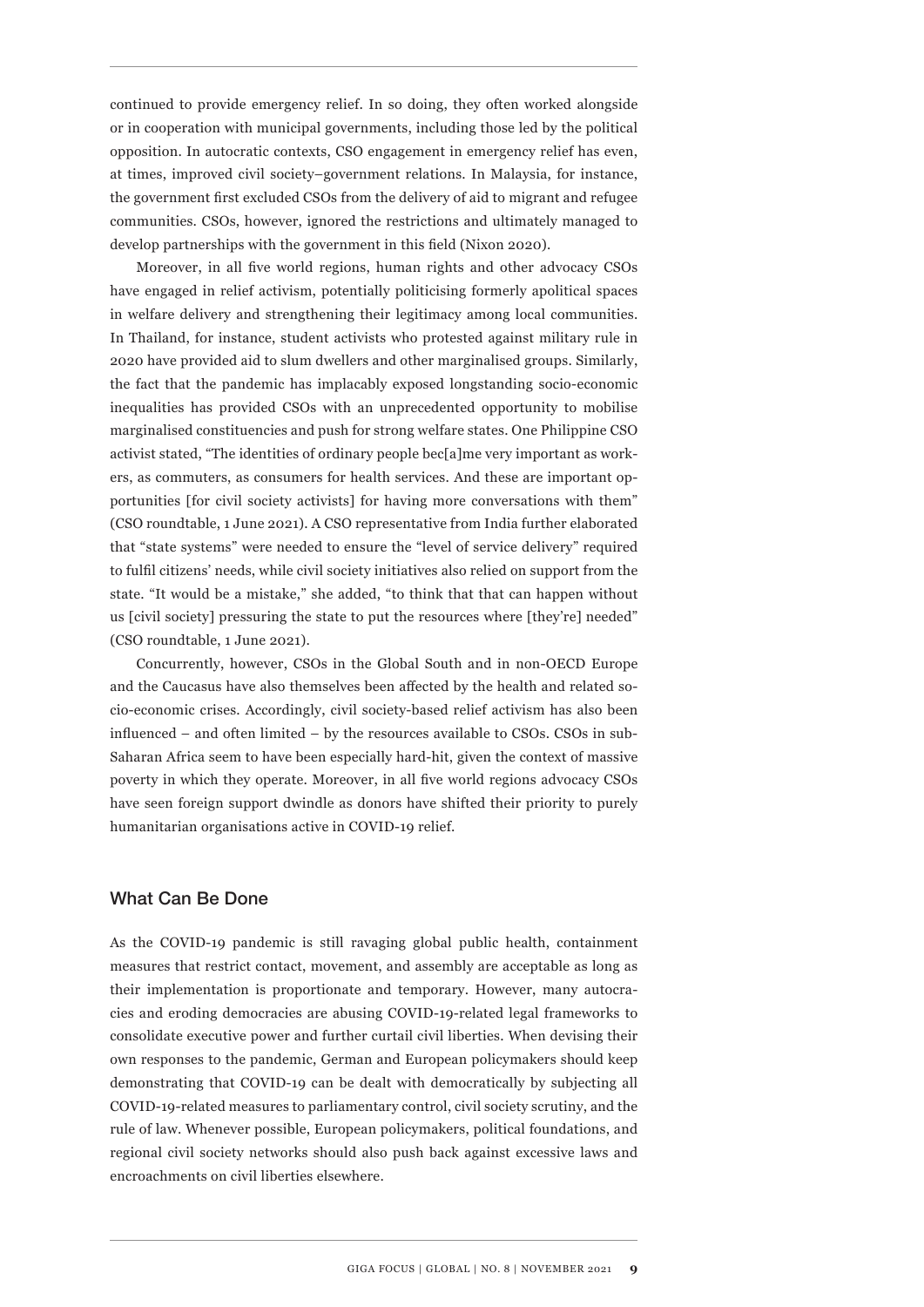continued to provide emergency relief. In so doing, they often worked alongside or in cooperation with municipal governments, including those led by the political opposition. In autocratic contexts, CSO engagement in emergency relief has even, at times, improved civil society–government relations. In Malaysia, for instance, the government first excluded CSOs from the delivery of aid to migrant and refugee communities. CSOs, however, ignored the restrictions and ultimately managed to develop partnerships with the government in this field (Nixon 2020).

Moreover, in all five world regions, human rights and other advocacy CSOs have engaged in relief activism, potentially politicising formerly apolitical spaces in welfare delivery and strengthening their legitimacy among local communities. In Thailand, for instance, student activists who protested against military rule in 2020 have provided aid to slum dwellers and other marginalised groups. Similarly, the fact that the pandemic has implacably exposed longstanding socio-economic inequalities has provided CSOs with an unprecedented opportunity to mobilise marginalised constituencies and push for strong welfare states. One Philippine CSO activist stated, "The identities of ordinary people bec[a]me very important as workers, as commuters, as consumers for health services. And these are important opportunities [for civil society activists] for having more conversations with them" (CSO roundtable, 1 June 2021). A CSO representative from India further elaborated that "state systems" were needed to ensure the "level of service delivery" required to fulfil citizens' needs, while civil society initiatives also relied on support from the state. "It would be a mistake," she added, "to think that that can happen without us [civil society] pressuring the state to put the resources where [they're] needed" (CSO roundtable, 1 June 2021).

Concurrently, however, CSOs in the Global South and in non-OECD Europe and the Caucasus have also themselves been affected by the health and related socio-economic crises. Accordingly, civil society-based relief activism has also been influenced – and often limited – by the resources available to CSOs. CSOs in sub-Saharan Africa seem to have been especially hard-hit, given the context of massive poverty in which they operate. Moreover, in all five world regions advocacy CSOs have seen foreign support dwindle as donors have shifted their priority to purely humanitarian organisations active in COVID-19 relief.

## What Can Be Done

As the COVID-19 pandemic is still ravaging global public health, containment measures that restrict contact, movement, and assembly are acceptable as long as their implementation is proportionate and temporary. However, many autocracies and eroding democracies are abusing COVID-19-related legal frameworks to consolidate executive power and further curtail civil liberties. When devising their own responses to the pandemic, German and European policymakers should keep demonstrating that COVID-19 can be dealt with democratically by subjecting all COVID-19-related measures to parliamentary control, civil society scrutiny, and the rule of law. Whenever possible, European policymakers, political foundations, and regional civil society networks should also push back against excessive laws and encroachments on civil liberties elsewhere.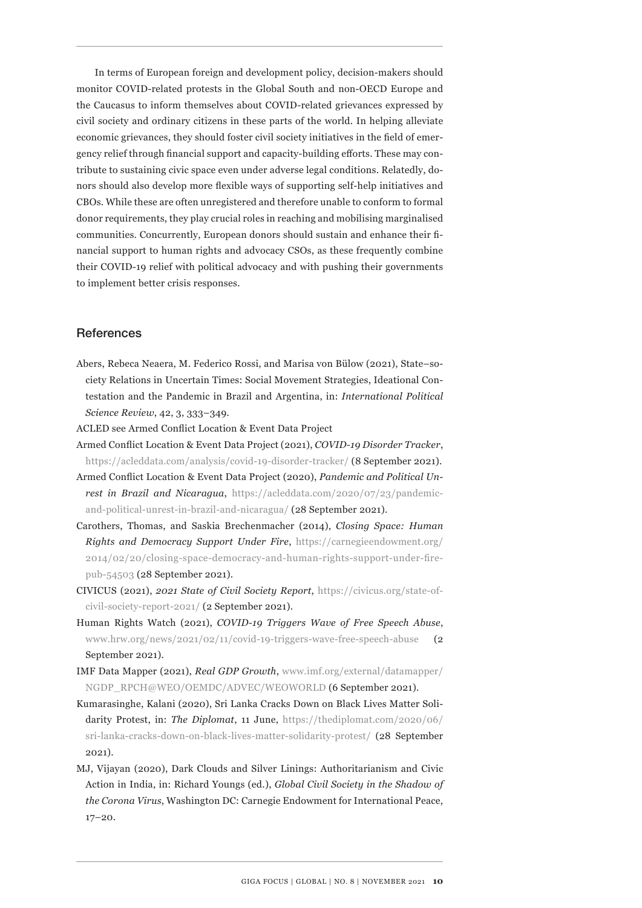In terms of European foreign and development policy, decision-makers should monitor COVID-related protests in the Global South and non-OECD Europe and the Caucasus to inform themselves about COVID-related grievances expressed by civil society and ordinary citizens in these parts of the world. In helping alleviate economic grievances, they should foster civil society initiatives in the field of emergency relief through financial support and capacity-building efforts. These may contribute to sustaining civic space even under adverse legal conditions. Relatedly, donors should also develop more flexible ways of supporting self-help initiatives and CBOs. While these are often unregistered and therefore unable to conform to formal donor requirements, they play crucial roles in reaching and mobilising marginalised communities. Concurrently, European donors should sustain and enhance their financial support to human rights and advocacy CSOs, as these frequently combine their COVID-19 relief with political advocacy and with pushing their governments to implement better crisis responses.

## References

Abers, Rebeca Neaera, M. Federico Rossi, and Marisa von Bülow (2021), State–society Relations in Uncertain Times: Social Movement Strategies, Ideational Contestation and the Pandemic in Brazil and Argentina, in: *International Political Science Review*, 42, 3, 333–349.

ACLED see Armed Conflict Location & Event Data Project

Armed Conflict Location & Event Data Project (2021), *COVID-19 Disorder Tracker*, https://acleddata.com/analysis/covid-19-disorder-tracker/ (8 September 2021).

Armed Conflict Location & Event Data Project (2020), *Pandemic and Political Unrest in Brazil and Nicaragua*, https://acleddata.com/2020/07/23/pandemic-and-political-unrest-in-brazil-and-nicaragua/ (28 September 2021).

Carothers, Thomas, and Saskia Brechenmacher (2014), *Closing Space: Human Rights and Democracy Support Under Fire*, https://carnegieendowment.org/2014/02/20/closing-space-democracy-and-human-rights-support-under-fire-pub-54503 (28 September 2021).

CIVICUS (2021), *2021 State of Civil Society Report*, https://civicus.org/state-of-civil-society-report-2021/ (2 September 2021).

Human Rights Watch (2021), *COVID-19 Triggers Wave of Free Speech Abuse*, www.hrw.org/news/2021/02/11/covid-19-triggers-wave-free-speech-abuse (2 September 2021).

IMF Data Mapper (2021), *Real GDP Growth*, www.imf.org/external/datamapper/NGDP_RPCH@WEO/OEMDC/ADVEC/WEOWORLD (6 September 2021).

Kumarasinghe, Kalani (2020), Sri Lanka Cracks Down on Black Lives Matter Solidarity Protest, in: *The Diplomat*, 11 June, https://thediplomat.com/2020/06/sri-lanka-cracks-down-on-black-lives-matter-solidarity-protest/ (28 September 2021).

MJ, Vijayan (2020), Dark Clouds and Silver Linings: Authoritarianism and Civic Action in India, in: Richard Youngs (ed.), *Global Civil Society in the Shadow of the Corona Virus*, Washington DC: Carnegie Endowment for International Peace, 17–20.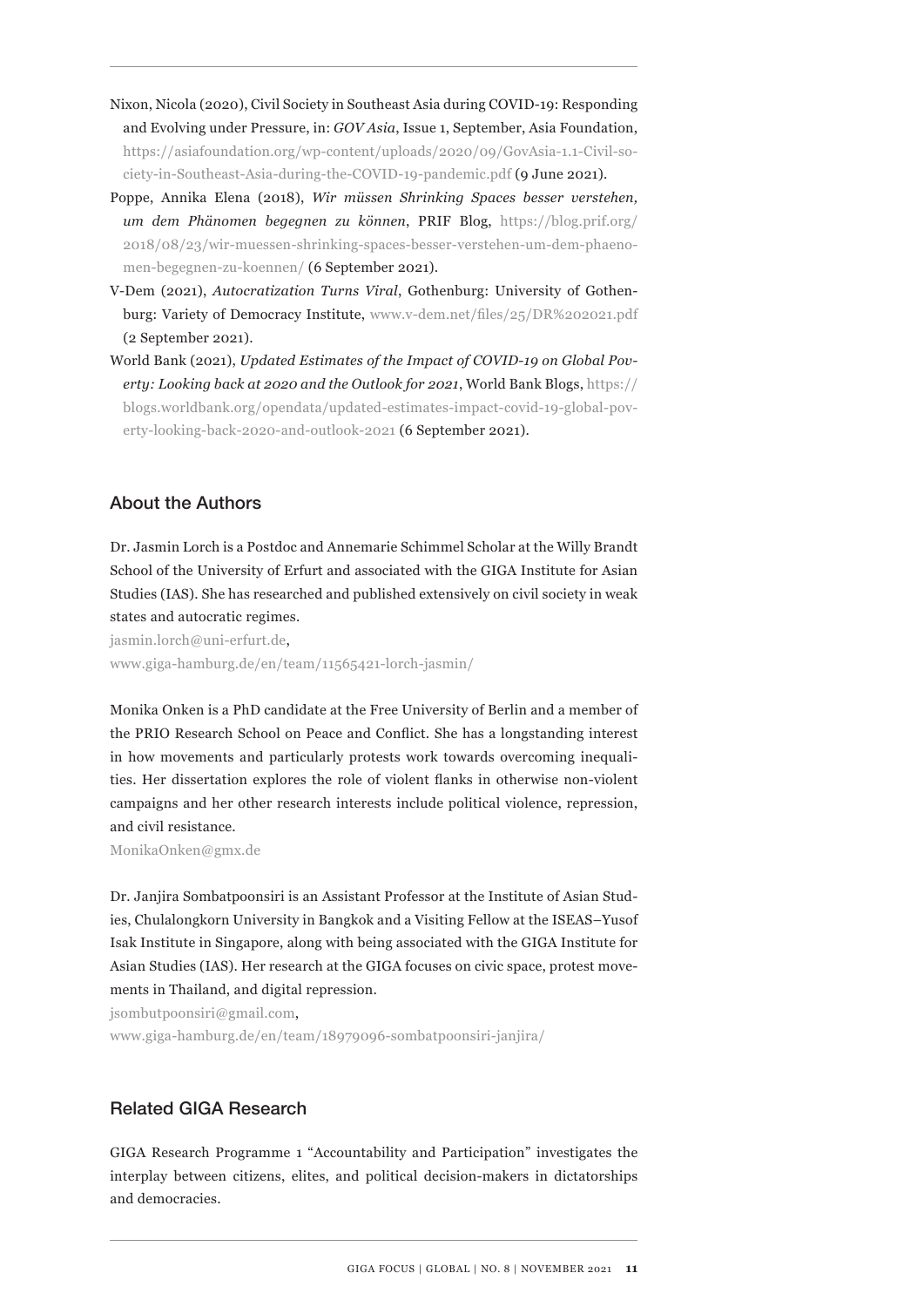Nixon, Nicola (2020), Civil Society in Southeast Asia during COVID-19: Responding and Evolving under Pressure, in: *GOV Asia*, Issue 1, September, Asia Foundation, https://asiafoundation.org/wp-content/uploads/2020/09/GovAsia-1.1-Civil-society-in-Southeast-Asia-during-the-COVID-19-pandemic.pdf (9 June 2021).

Poppe, Annika Elena (2018), *Wir müssen Shrinking Spaces besser verstehen, um dem Phänomen begegnen zu können*, PRIF Blog, https://blog.prif.org/2018/08/23/wir-muessen-shrinking-spaces-besser-verstehen-um-dem-phaenomen-begegnen-zu-koennen/ (6 September 2021).

V-Dem (2021), *Autocratization Turns Viral*, Gothenburg: University of Gothenburg: Variety of Democracy Institute, www.v-dem.net/files/25/DR%202021.pdf (2 September 2021).

World Bank (2021), *Updated Estimates of the Impact of COVID-19 on Global Poverty: Looking back at 2020 and the Outlook for 2021*, World Bank Blogs, https://blogs.worldbank.org/opendata/updated-estimates-impact-covid-19-global-poverty-looking-back-2020-and-outlook-2021 (6 September 2021).

## About the Authors

Dr. Jasmin Lorch is a Postdoc and Annemarie Schimmel Scholar at the Willy Brandt School of the University of Erfurt and associated with the GIGA Institute for Asian Studies (IAS). She has researched and published extensively on civil society in weak states and autocratic regimes.

jasmin.lorch@uni-erfurt.de,
www.giga-hamburg.de/en/team/11565421-lorch-jasmin/

Monika Onken is a PhD candidate at the Free University of Berlin and a member of the PRIO Research School on Peace and Conflict. She has a longstanding interest in how movements and particularly protests work towards overcoming inequalities. Her dissertation explores the role of violent flanks in otherwise non-violent campaigns and her other research interests include political violence, repression, and civil resistance.

MonikaOnken@gmx.de

Dr. Janjira Sombatpoonsiri is an Assistant Professor at the Institute of Asian Studies, Chulalongkorn University in Bangkok and a Visiting Fellow at the ISEAS–Yusof Isak Institute in Singapore, along with being associated with the GIGA Institute for Asian Studies (IAS). Her research at the GIGA focuses on civic space, protest movements in Thailand, and digital repression.

jsombutpoonsiri@gmail.com,
www.giga-hamburg.de/en/team/18979096-sombatpoonsiri-janjira/

## Related GIGA Research

GIGA Research Programme 1 "Accountability and Participation" investigates the interplay between citizens, elites, and political decision-makers in dictatorships and democracies.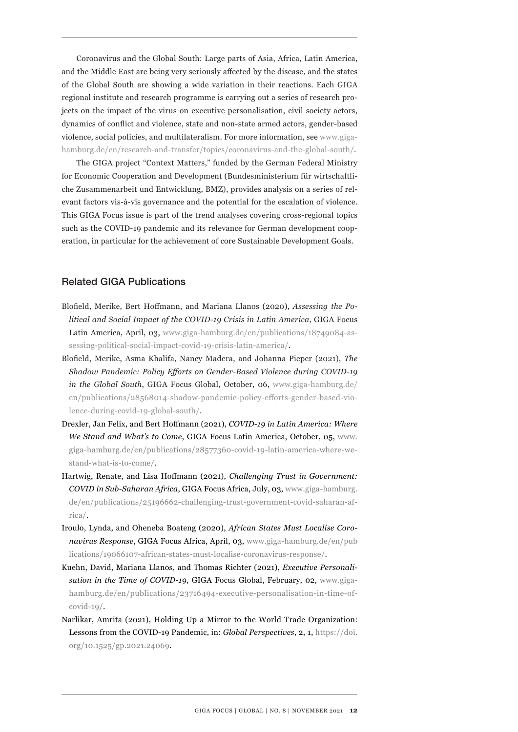Coronavirus and the Global South: Large parts of Asia, Africa, Latin America, and the Middle East are being very seriously affected by the disease, and the states of the Global South are showing a wide variation in their reactions. Each GIGA regional institute and research programme is carrying out a series of research projects on the impact of the virus on executive personalisation, civil society actors, dynamics of conflict and violence, state and non-state armed actors, gender-based violence, social policies, and multilateralism. For more information, see www.giga-hamburg.de/en/research-and-transfer/topics/coronavirus-and-the-global-south/.

The GIGA project "Context Matters," funded by the German Federal Ministry for Economic Cooperation and Development (Bundesministerium für wirtschaftliche Zusammenarbeit und Entwicklung, BMZ), provides analysis on a series of relevant factors vis-à-vis governance and the potential for the escalation of violence. This GIGA Focus issue is part of the trend analyses covering cross-regional topics such as the COVID-19 pandemic and its relevance for German development cooperation, in particular for the achievement of core Sustainable Development Goals.

## Related GIGA Publications

Blofield, Merike, Bert Hoffmann, and Mariana Llanos (2020), *Assessing the Political and Social Impact of the COVID-19 Crisis in Latin America*, GIGA Focus Latin America, April, 03, www.giga-hamburg.de/en/publications/18749084-assessing-political-social-impact-covid-19-crisis-latin-america/.

Blofield, Merike, Asma Khalifa, Nancy Madera, and Johanna Pieper (2021), *The Shadow Pandemic: Policy Efforts on Gender-Based Violence during COVID-19 in the Global South*, GIGA Focus Global, October, 06, www.giga-hamburg.de/en/publications/28568014-shadow-pandemic-policy-efforts-gender-based-violence-during-covid-19-global-south/.

Drexler, Jan Felix, and Bert Hoffmann (2021), *COVID-19 in Latin America: Where We Stand and What's to Come*, GIGA Focus Latin America, October, 05, www.giga-hamburg.de/en/publications/28577360-covid-19-latin-america-where-we-stand-what-is-to-come/.

Hartwig, Renate, and Lisa Hoffmann (2021), *Challenging Trust in Government: COVID in Sub-Saharan Africa*, GIGA Focus Africa, July, 03, www.giga-hamburg.de/en/publications/25196662-challenging-trust-government-covid-saharan-africa/.

Iroulo, Lynda, and Oheneba Boateng (2020), *African States Must Localise Coronavirus Response*, GIGA Focus Africa, April, 03, www.giga-hamburg.de/en/publications/19066107-african-states-must-localise-coronavirus-response/.

Kuehn, David, Mariana Llanos, and Thomas Richter (2021), *Executive Personalisation in the Time of COVID-19*, GIGA Focus Global, February, 02, www.giga-hamburg.de/en/publications/23716494-executive-personalisation-in-time-of-covid-19/.

Narlikar, Amrita (2021), Holding Up a Mirror to the World Trade Organization: Lessons from the COVID-19 Pandemic, in: *Global Perspectives*, 2, 1, https://doi.org/10.1525/gp.2021.24069.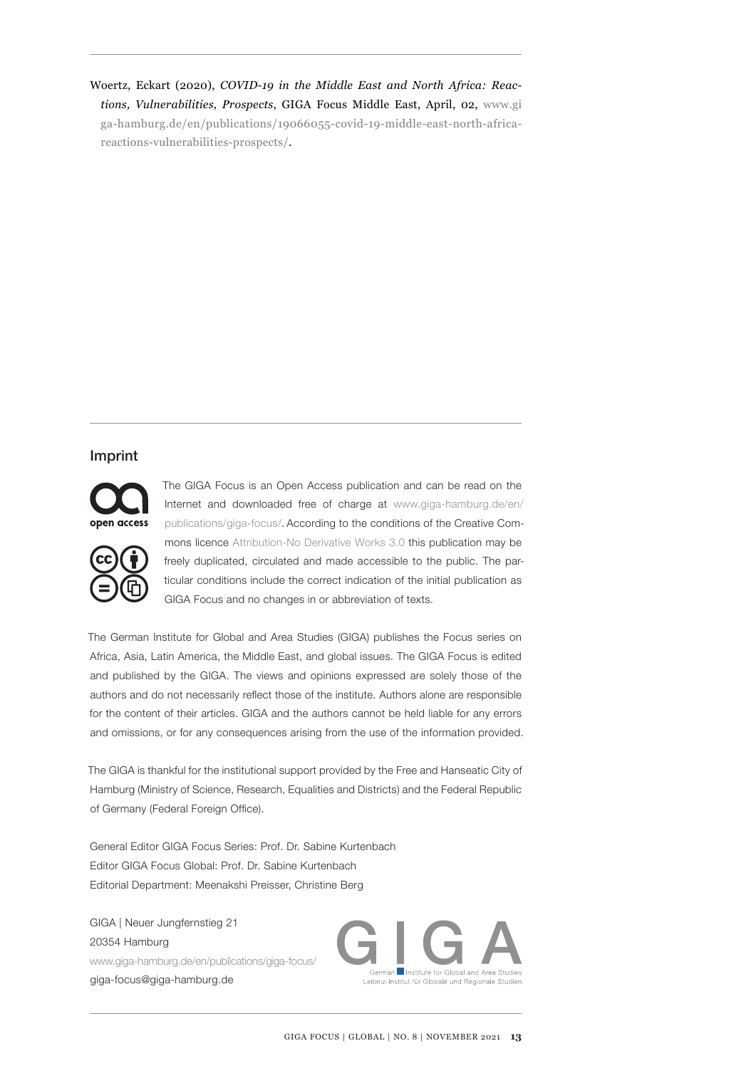Woertz, Eckart (2020), *COVID-19 in the Middle East and North Africa: Reactions, Vulnerabilities, Prospects*, GIGA Focus Middle East, April, 02, www.giga-hamburg.de/en/publications/19066055-covid-19-middle-east-north-africa-reactions-vulnerabilities-prospects/.

## Imprint

The GIGA Focus is an Open Access publication and can be read on the Internet and downloaded free of charge at www.giga-hamburg.de/en/publications/giga-focus/. According to the conditions of the Creative Commons licence Attribution-No Derivative Works 3.0 this publication may be freely duplicated, circulated and made accessible to the public. The particular conditions include the correct indication of the initial publication as GIGA Focus and no changes in or abbreviation of texts.

The German Institute for Global and Area Studies (GIGA) publishes the Focus series on Africa, Asia, Latin America, the Middle East, and global issues. The GIGA Focus is edited and published by the GIGA. The views and opinions expressed are solely those of the authors and do not necessarily reflect those of the institute. Authors alone are responsible for the content of their articles. GIGA and the authors cannot be held liable for any errors and omissions, or for any consequences arising from the use of the information provided.

The GIGA is thankful for the institutional support provided by the Free and Hanseatic City of Hamburg (Ministry of Science, Research, Equalities and Districts) and the Federal Republic of Germany (Federal Foreign Office).

General Editor GIGA Focus Series: Prof. Dr. Sabine Kurtenbach
Editor GIGA Focus Global: Prof. Dr. Sabine Kurtenbach
Editorial Department: Meenakshi Preisser, Christine Berg

GIGA | Neuer Jungfernstieg 21
20354 Hamburg
www.giga-hamburg.de/en/publications/giga-focus/
giga-focus@giga-hamburg.de

GIGA
German Institute for Global and Area Studies
Leibniz-Institut für Globale und Regionale Studien